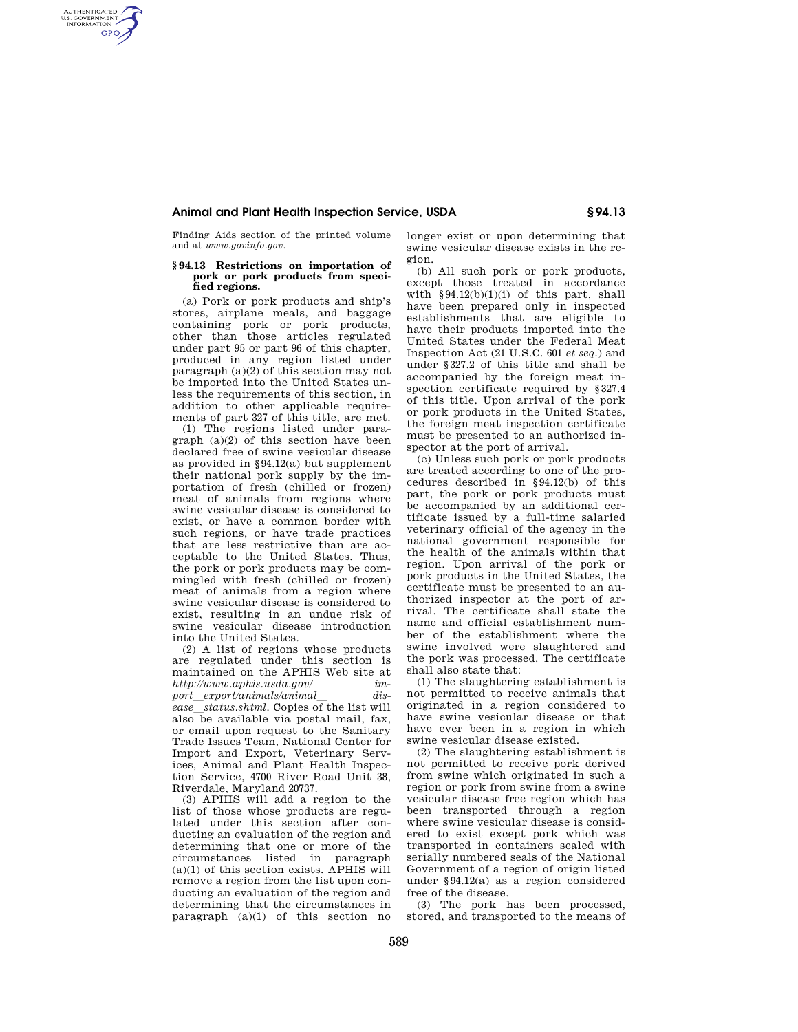Finding Aids section of the printed volume and at *www.govinfo.gov*.

### § 94.13 Restrictions on importation of pork or pork products from specified regions.

(a) Pork or pork products and ship's stores, airplane meals, and baggage containing pork or pork products, other than those articles regulated under part 95 or part 96 of this chapter, produced in any region listed under paragraph (a)(2) of this section may not be imported into the United States unless the requirements of this section, in addition to other applicable requirements of part 327 of this title, are met.

(1) The regions listed under paragraph (a)(2) of this section have been declared free of swine vesicular disease as provided in §94.12(a) but supplement their national pork supply by the importation of fresh (chilled or frozen) meat of animals from regions where swine vesicular disease is considered to exist, or have a common border with such regions, or have trade practices that are less restrictive than are acceptable to the United States. Thus, the pork or pork products may be commingled with fresh (chilled or frozen) meat of animals from a region where swine vesicular disease is considered to exist, resulting in an undue risk of swine vesicular disease introduction into the United States.

(2) A list of regions whose products are regulated under this section is maintained on the APHIS Web site at *http://www.aphis.usda.gov/import_export/animals/animal_disease_status.shtml*. Copies of the list will also be available via postal mail, fax, or email upon request to the Sanitary Trade Issues Team, National Center for Import and Export, Veterinary Services, Animal and Plant Health Inspection Service, 4700 River Road Unit 38, Riverdale, Maryland 20737.

(3) APHIS will add a region to the list of those whose products are regulated under this section after conducting an evaluation of the region and determining that one or more of the circumstances listed in paragraph (a)(1) of this section exists. APHIS will remove a region from the list upon conducting an evaluation of the region and determining that the circumstances in paragraph (a)(1) of this section no longer exist or upon determining that swine vesicular disease exists in the region.

(b) All such pork or pork products, except those treated in accordance with §94.12(b)(1)(i) of this part, shall have been prepared only in inspected establishments that are eligible to have their products imported into the United States under the Federal Meat Inspection Act (21 U.S.C. 601 *et seq.*) and under §327.2 of this title and shall be accompanied by the foreign meat inspection certificate required by §327.4 of this title. Upon arrival of the pork or pork products in the United States, the foreign meat inspection certificate must be presented to an authorized inspector at the port of arrival.

(c) Unless such pork or pork products are treated according to one of the procedures described in §94.12(b) of this part, the pork or pork products must be accompanied by an additional certificate issued by a full-time salaried veterinary official of the agency in the national government responsible for the health of the animals within that region. Upon arrival of the pork or pork products in the United States, the certificate must be presented to an authorized inspector at the port of arrival. The certificate shall state the name and official establishment number of the establishment where the swine involved were slaughtered and the pork was processed. The certificate shall also state that:

(1) The slaughtering establishment is not permitted to receive animals that originated in a region considered to have swine vesicular disease or that have ever been in a region in which swine vesicular disease existed.

(2) The slaughtering establishment is not permitted to receive pork derived from swine which originated in such a region or pork from swine from a swine vesicular disease free region which has been transported through a region where swine vesicular disease is considered to exist except pork which was transported in containers sealed with serially numbered seals of the National Government of a region of origin listed under §94.12(a) as a region considered free of the disease.

(3) The pork has been processed, stored, and transported to the means of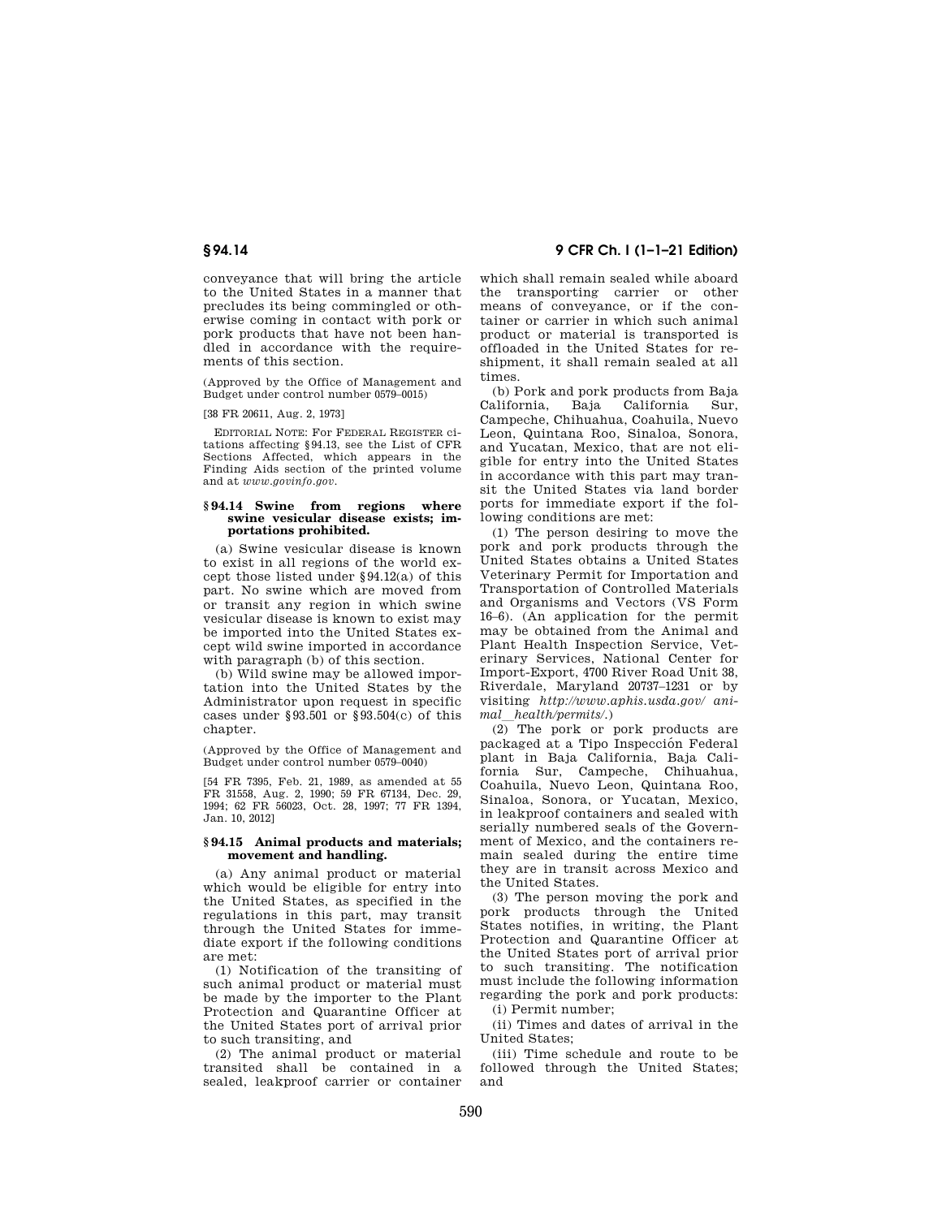conveyance that will bring the article to the United States in a manner that precludes its being commingled or otherwise coming in contact with pork or pork products that have not been handled in accordance with the requirements of this section.

(Approved by the Office of Management and Budget under control number 0579–0015)

[38 FR 20611, Aug. 2, 1973]

EDITORIAL NOTE: For FEDERAL REGISTER citations affecting §94.13, see the List of CFR Sections Affected, which appears in the Finding Aids section of the printed volume and at *www.govinfo.gov*.

### § 94.14 Swine from regions where swine vesicular disease exists; importations prohibited.

(a) Swine vesicular disease is known to exist in all regions of the world except those listed under §94.12(a) of this part. No swine which are moved from or transit any region in which swine vesicular disease is known to exist may be imported into the United States except wild swine imported in accordance with paragraph (b) of this section.

(b) Wild swine may be allowed importation into the United States by the Administrator upon request in specific cases under §93.501 or §93.504(c) of this chapter.

(Approved by the Office of Management and Budget under control number 0579–0040)

[54 FR 7395, Feb. 21, 1989, as amended at 55 FR 31558, Aug. 2, 1990; 59 FR 67134, Dec. 29, 1994; 62 FR 56023, Oct. 28, 1997; 77 FR 1394, Jan. 10, 2012]

### § 94.15 Animal products and materials; movement and handling.

(a) Any animal product or material which would be eligible for entry into the United States, as specified in the regulations in this part, may transit through the United States for immediate export if the following conditions are met:

(1) Notification of the transiting of such animal product or material must be made by the importer to the Plant Protection and Quarantine Officer at the United States port of arrival prior to such transiting, and

(2) The animal product or material transited shall be contained in a sealed, leakproof carrier or container which shall remain sealed while aboard the transporting carrier or other means of conveyance, or if the container or carrier in which such animal product or material is transported is offloaded in the United States for reshipment, it shall remain sealed at all times.

(b) Pork and pork products from Baja California, Baja California Sur, Campeche, Chihuahua, Coahuila, Nuevo Leon, Quintana Roo, Sinaloa, Sonora, and Yucatan, Mexico, that are not eligible for entry into the United States in accordance with this part may transit the United States via land border ports for immediate export if the following conditions are met:

(1) The person desiring to move the pork and pork products through the United States obtains a United States Veterinary Permit for Importation and Transportation of Controlled Materials and Organisms and Vectors (VS Form 16–6). (An application for the permit may be obtained from the Animal and Plant Health Inspection Service, Veterinary Services, National Center for Import-Export, 4700 River Road Unit 38, Riverdale, Maryland 20737–1231 or by visiting *http://www.aphis.usda.gov/animal_health/permits/*.)

(2) The pork or pork products are packaged at a Tipo Inspección Federal plant in Baja California, Baja California Sur, Campeche, Chihuahua, Coahuila, Nuevo Leon, Quintana Roo, Sinaloa, Sonora, or Yucatan, Mexico, in leakproof containers and sealed with serially numbered seals of the Government of Mexico, and the containers remain sealed during the entire time they are in transit across Mexico and the United States.

(3) The person moving the pork and pork products through the United States notifies, in writing, the Plant Protection and Quarantine Officer at the United States port of arrival prior to such transiting. The notification must include the following information regarding the pork and pork products:

(i) Permit number;

(ii) Times and dates of arrival in the United States;

(iii) Time schedule and route to be followed through the United States; and